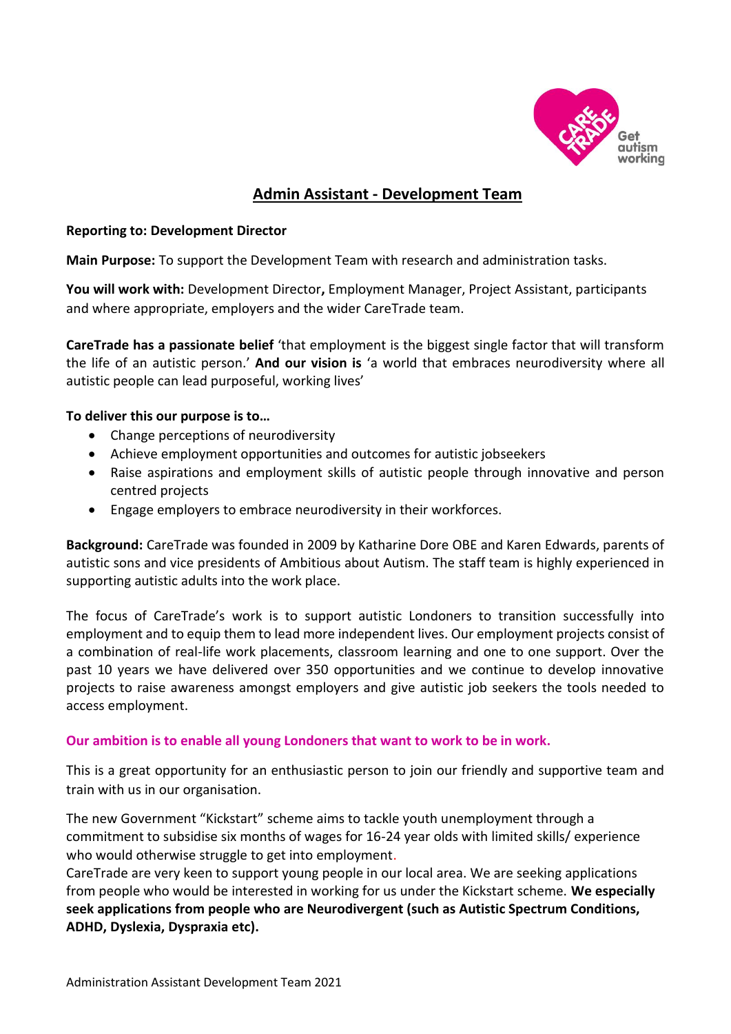# Admin Assistant - Development Team

**Reporting to: Development Director**

**Main Purpose:** To support the Development Team with research and administration tasks.

**You will work with:** Development Director**,** Employment Manager, Project Assistant, participants and where appropriate, employers and the wider CareTrade team.

**CareTrade has a passionate belief** 'that employment is the biggest single factor that will transform the life of an autistic person.' **And our vision is** 'a world that embraces neurodiversity where all autistic people can lead purposeful, working lives'

**To deliver this our purpose is to…**

- Change perceptions of neurodiversity
- Achieve employment opportunities and outcomes for autistic jobseekers
- Raise aspirations and employment skills of autistic people through innovative and person centred projects
- Engage employers to embrace neurodiversity in their workforces.

**Background:** CareTrade was founded in 2009 by Katharine Dore OBE and Karen Edwards, parents of autistic sons and vice presidents of Ambitious about Autism. The staff team is highly experienced in supporting autistic adults into the work place.

The focus of CareTrade's work is to support autistic Londoners to transition successfully into employment and to equip them to lead more independent lives. Our employment projects consist of a combination of real-life work placements, classroom learning and one to one support. Over the past 10 years we have delivered over 350 opportunities and we continue to develop innovative projects to raise awareness amongst employers and give autistic job seekers the tools needed to access employment.

**Our ambition is to enable all young Londoners that want to work to be in work.**

This is a great opportunity for an enthusiastic person to join our friendly and supportive team and train with us in our organisation.

The new Government "Kickstart" scheme aims to tackle youth unemployment through a commitment to subsidise six months of wages for 16-24 year olds with limited skills/ experience who would otherwise struggle to get into employment.

CareTrade are very keen to support young people in our local area. We are seeking applications from people who would be interested in working for us under the Kickstart scheme. **We especially seek applications from people who are Neurodivergent (such as Autistic Spectrum Conditions, ADHD, Dyslexia, Dyspraxia etc).**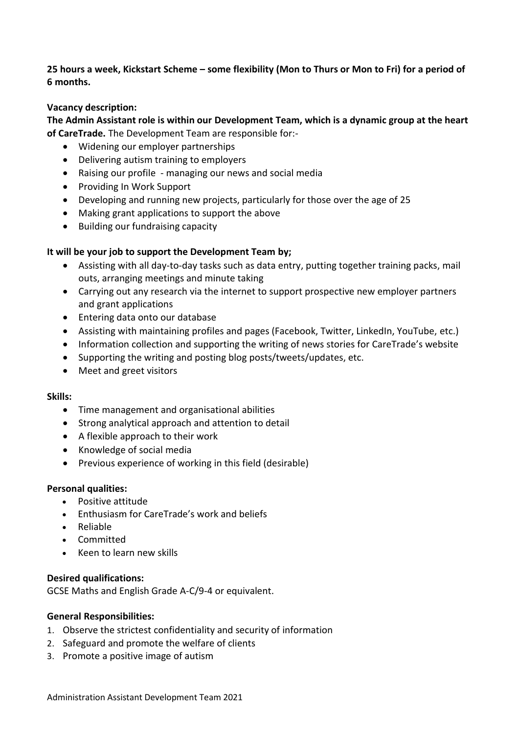**25 hours a week, Kickstart Scheme – some flexibility (Mon to Thurs or Mon to Fri) for a period of 6 months.**

**Vacancy description:**

**The Admin Assistant role is within our Development Team, which is a dynamic group at the heart of CareTrade.** The Development Team are responsible for:-

- Widening our employer partnerships
- Delivering autism training to employers
- Raising our profile - managing our news and social media
- Providing In Work Support
- Developing and running new projects, particularly for those over the age of 25
- Making grant applications to support the above
- Building our fundraising capacity

**It will be your job to support the Development Team by;**

- Assisting with all day-to-day tasks such as data entry, putting together training packs, mail outs, arranging meetings and minute taking
- Carrying out any research via the internet to support prospective new employer partners and grant applications
- Entering data onto our database
- Assisting with maintaining profiles and pages (Facebook, Twitter, LinkedIn, YouTube, etc.)
- Information collection and supporting the writing of news stories for CareTrade's website
- Supporting the writing and posting blog posts/tweets/updates, etc.
- Meet and greet visitors

**Skills:**

- Time management and organisational abilities
- Strong analytical approach and attention to detail
- A flexible approach to their work
- Knowledge of social media
- Previous experience of working in this field (desirable)

**Personal qualities:**

- Positive attitude
- Enthusiasm for CareTrade's work and beliefs
- Reliable
- Committed
- Keen to learn new skills

**Desired qualifications:**

GCSE Maths and English Grade A-C/9-4 or equivalent.

**General Responsibilities:**

1. Observe the strictest confidentiality and security of information
2. Safeguard and promote the welfare of clients
3. Promote a positive image of autism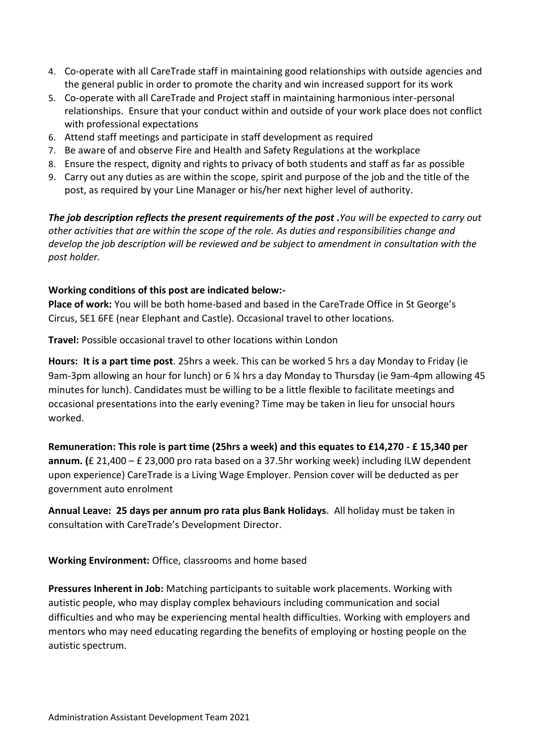4. Co-operate with all CareTrade staff in maintaining good relationships with outside agencies and the general public in order to promote the charity and win increased support for its work
5. Co-operate with all CareTrade and Project staff in maintaining harmonious inter-personal relationships. Ensure that your conduct within and outside of your work place does not conflict with professional expectations
6. Attend staff meetings and participate in staff development as required
7. Be aware of and observe Fire and Health and Safety Regulations at the workplace
8. Ensure the respect, dignity and rights to privacy of both students and staff as far as possible
9. Carry out any duties as are within the scope, spirit and purpose of the job and the title of the post, as required by your Line Manager or his/her next higher level of authority.

***The job description reflects the present requirements of the post .****You will be expected to carry out other activities that are within the scope of the role. As duties and responsibilities change and develop the job description will be reviewed and be subject to amendment in consultation with the post holder.*

**Working conditions of this post are indicated below:-**

**Place of work:** You will be both home-based and based in the CareTrade Office in St George's Circus, SE1 6FE (near Elephant and Castle). Occasional travel to other locations.

**Travel:** Possible occasional travel to other locations within London

**Hours: It is a part time post**. 25hrs a week. This can be worked 5 hrs a day Monday to Friday (ie 9am-3pm allowing an hour for lunch) or 6 ¼ hrs a day Monday to Thursday (ie 9am-4pm allowing 45 minutes for lunch). Candidates must be willing to be a little flexible to facilitate meetings and occasional presentations into the early evening? Time may be taken in lieu for unsocial hours worked.

**Remuneration: This role is part time (25hrs a week) and this equates to £14,270 - £ 15,340 per annum. (**£ 21,400 – £ 23,000 pro rata based on a 37.5hr working week) including ILW dependent upon experience) CareTrade is a Living Wage Employer. Pension cover will be deducted as per government auto enrolment

**Annual Leave: 25 days per annum pro rata plus Bank Holidays.** All holiday must be taken in consultation with CareTrade's Development Director.

**Working Environment:** Office, classrooms and home based

**Pressures Inherent in Job:** Matching participants to suitable work placements. Working with autistic people, who may display complex behaviours including communication and social difficulties and who may be experiencing mental health difficulties. Working with employers and mentors who may need educating regarding the benefits of employing or hosting people on the autistic spectrum.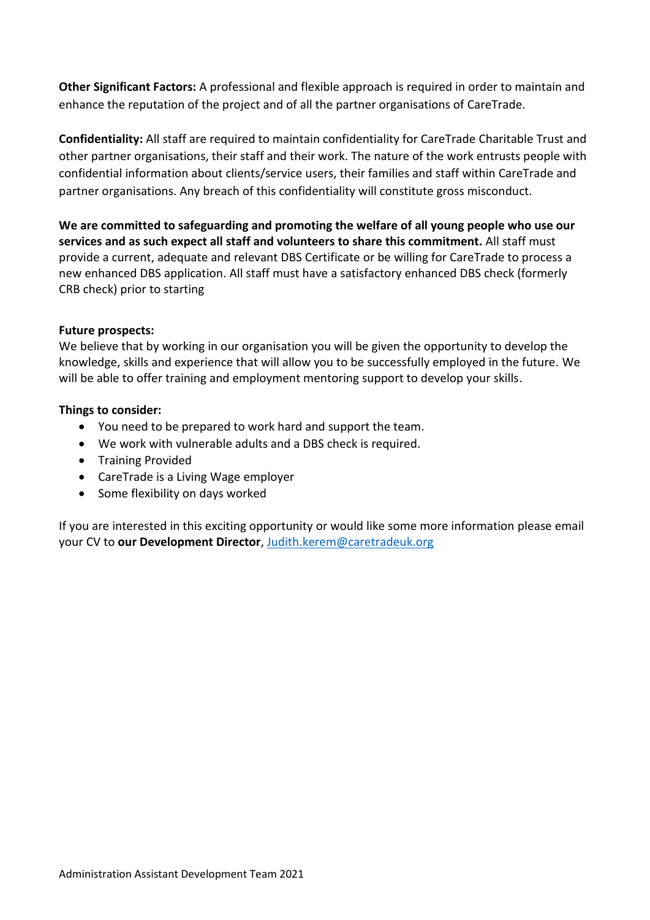**Other Significant Factors:** A professional and flexible approach is required in order to maintain and enhance the reputation of the project and of all the partner organisations of CareTrade.

**Confidentiality:** All staff are required to maintain confidentiality for CareTrade Charitable Trust and other partner organisations, their staff and their work. The nature of the work entrusts people with confidential information about clients/service users, their families and staff within CareTrade and partner organisations. Any breach of this confidentiality will constitute gross misconduct.

**We are committed to safeguarding and promoting the welfare of all young people who use our services and as such expect all staff and volunteers to share this commitment.** All staff must provide a current, adequate and relevant DBS Certificate or be willing for CareTrade to process a new enhanced DBS application. All staff must have a satisfactory enhanced DBS check (formerly CRB check) prior to starting

**Future prospects:**
We believe that by working in our organisation you will be given the opportunity to develop the knowledge, skills and experience that will allow you to be successfully employed in the future. We will be able to offer training and employment mentoring support to develop your skills.

**Things to consider:**

- You need to be prepared to work hard and support the team.
- We work with vulnerable adults and a DBS check is required.
- Training Provided
- CareTrade is a Living Wage employer
- Some flexibility on days worked

If you are interested in this exciting opportunity or would like some more information please email your CV to **our Development Director**, Judith.kerem@caretradeuk.org